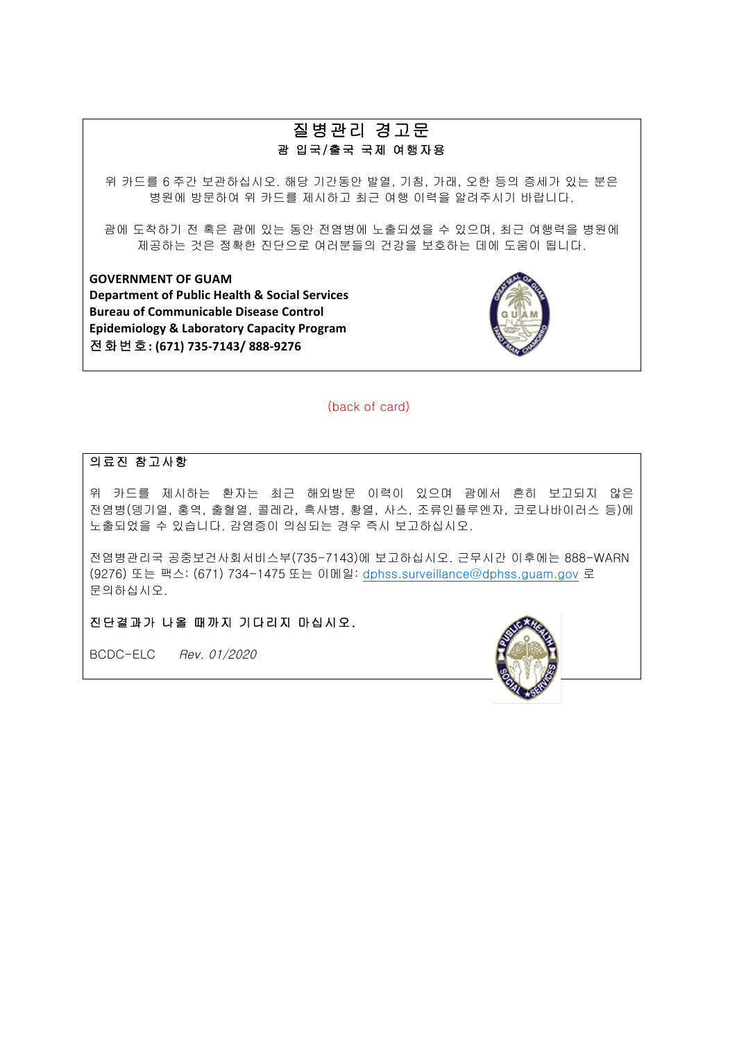# 질병관리 경고문

## 괌 입국/출국 국제 여행자용

위 카드를 6 주간 보관하십시오. 해당 기간동안 발열, 기침, 가래, 오한 등의 증세가 있는 분은 병원에 방문하여 위 카드를 제시하고 최근 여행 이력을 알려주시기 바랍니다.

괌에 도착하기 전 혹은 괌에 있는 동안 전염병에 노출되셨을 수 있으며, 최근 여행력을 병원에 제공하는 것은 정확한 진단으로 여러분들의 건강을 보호하는 데에 도움이 됩니다.

**GOVERNMENT OF GUAM**
**Department of Public Health & Social Services**
**Bureau of Communicable Disease Control**
**Epidemiology & Laboratory Capacity Program**
**전화번호: (671) 735-7143/ 888-9276**

(back of card)

**의료진 참고사항**

위 카드를 제시하는 환자는 최근 해외방문 이력이 있으며 괌에서 흔히 보고되지 않은 전염병(뎅기열, 홍역, 출혈열, 콜레라, 흑사병, 황열, 사스, 조류인플루엔자, 코로나바이러스 등)에 노출되었을 수 있습니다. 감염증이 의심되는 경우 즉시 보고하십시오.

전염병관리국 공중보건사회서비스부(735-7143)에 보고하십시오. 근무시간 이후에는 888-WARN (9276) 또는 팩스: (671) 734-1475 또는 이메일: dphss.surveillance@dphss.guam.gov 로 문의하십시오.

**진단결과가 나올 때까지 기다리지 마십시오.**

BCDC-ELC *Rev. 01/2020*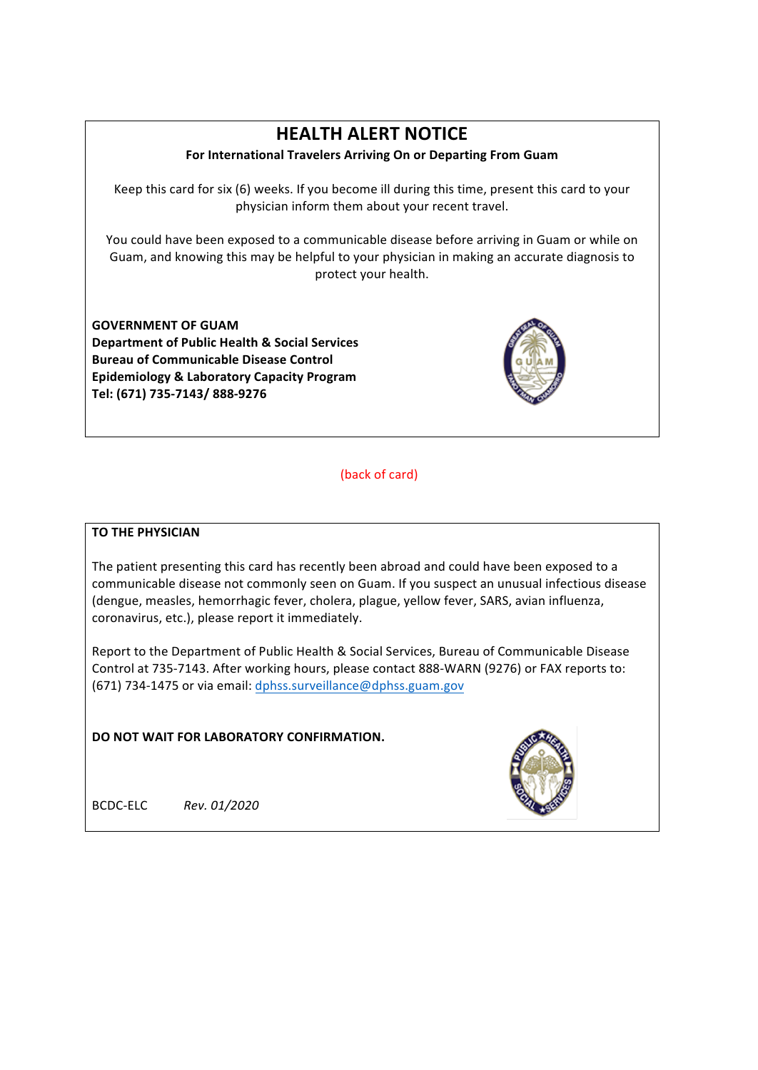# HEALTH ALERT NOTICE

**For International Travelers Arriving On or Departing From Guam**

Keep this card for six (6) weeks. If you become ill during this time, present this card to your physician inform them about your recent travel.

You could have been exposed to a communicable disease before arriving in Guam or while on Guam, and knowing this may be helpful to your physician in making an accurate diagnosis to protect your health.

**GOVERNMENT OF GUAM**
**Department of Public Health & Social Services**
**Bureau of Communicable Disease Control**
**Epidemiology & Laboratory Capacity Program**
**Tel: (671) 735-7143/ 888-9276**

(back of card)

**TO THE PHYSICIAN**

The patient presenting this card has recently been abroad and could have been exposed to a communicable disease not commonly seen on Guam. If you suspect an unusual infectious disease (dengue, measles, hemorrhagic fever, cholera, plague, yellow fever, SARS, avian influenza, coronavirus, etc.), please report it immediately.

Report to the Department of Public Health & Social Services, Bureau of Communicable Disease Control at 735-7143. After working hours, please contact 888-WARN (9276) or FAX reports to: (671) 734-1475 or via email: dphss.surveillance@dphss.guam.gov

**DO NOT WAIT FOR LABORATORY CONFIRMATION.**

BCDC-ELC *Rev. 01/2020*